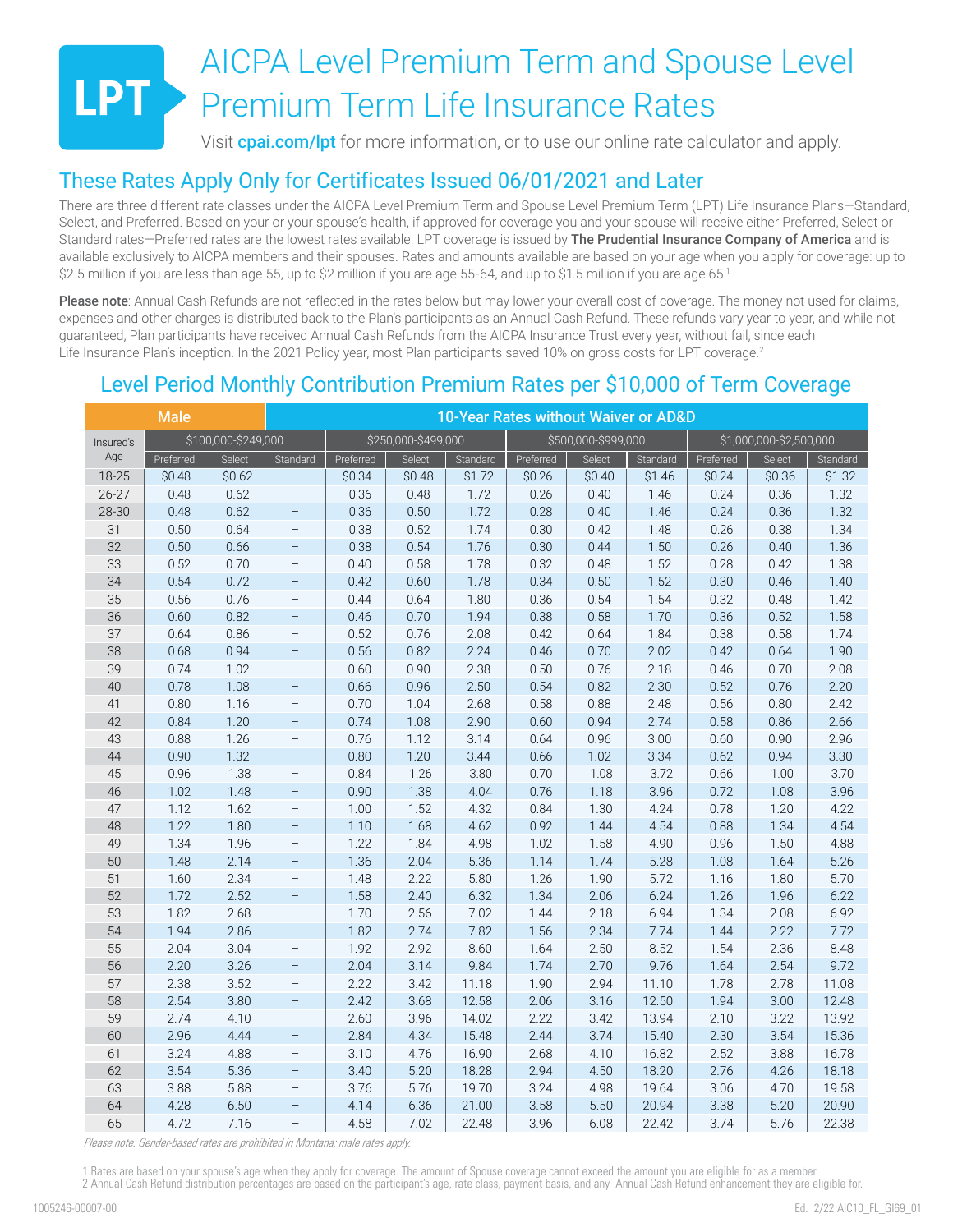# AICPA Level Premium Term and Spouse Level Premium Term Life Insurance Rates

Visit **cpai.com/lpt** for more information, or to use our online rate calculator and apply.

## These Rates Apply Only for Certificates Issued 06/01/2021 and Later

There are three different rate classes under the AICPA Level Premium Term and Spouse Level Premium Term (LPT) Life Insurance Plans—Standard, Select, and Preferred. Based on your or your spouse's health, if approved for coverage you and your spouse will receive either Preferred, Select or Standard rates—Preferred rates are the lowest rates available. LPT coverage is issued by **The Prudential Insurance Company of America** and is available exclusively to AICPA members and their spouses. Rates and amounts available are based on your age when you apply for coverage: up to $2.5 million if you are less than age 55, up to $2 million if you are age 55-64, and up to $1.5 million if you are age 65.[1]

**Please note**: Annual Cash Refunds are not reflected in the rates below but may lower your overall cost of coverage. The money not used for claims, expenses and other charges is distributed back to the Plan's participants as an Annual Cash Refund. These refunds vary year to year, and while not guaranteed, Plan participants have received Annual Cash Refunds from the AICPA Insurance Trust every year, without fail, since each Life Insurance Plan's inception. In the 2021 Policy year, most Plan participants saved 10% on gross costs for LPT coverage.[2]

## Level Period Monthly Contribution Premium Rates per $10,000 of Term Coverage

| Male | 10-Year Rates without Waiver or AD&D | | | | | | | | | | | |
|---|---|---|---|---|---|---|---|---|---|---|---|---|
| Insured's Age | $100,000-$249,000 | | | $250,000-$499,000 | | | $500,000-$999,000 | | | $1,000,000-$2,500,000 | | |
| | Preferred | Select | Standard | Preferred | Select | Standard | Preferred | Select | Standard | Preferred | Select | Standard |
| 18-25 | $0.48 | $0.62 | – | $0.34 | $0.48 | $1.72 | $0.26 | $0.40 | $1.46 | $0.24 | $0.36 | $1.32 |
| 26-27 | 0.48 | 0.62 | – | 0.36 | 0.48 | 1.72 | 0.26 | 0.40 | 1.46 | 0.24 | 0.36 | 1.32 |
| 28-30 | 0.48 | 0.62 | – | 0.36 | 0.50 | 1.72 | 0.28 | 0.40 | 1.46 | 0.24 | 0.36 | 1.32 |
| 31 | 0.50 | 0.64 | – | 0.38 | 0.52 | 1.74 | 0.30 | 0.42 | 1.48 | 0.26 | 0.38 | 1.34 |
| 32 | 0.50 | 0.66 | – | 0.38 | 0.54 | 1.76 | 0.30 | 0.44 | 1.50 | 0.26 | 0.40 | 1.36 |
| 33 | 0.52 | 0.70 | – | 0.40 | 0.58 | 1.78 | 0.32 | 0.48 | 1.52 | 0.28 | 0.42 | 1.38 |
| 34 | 0.54 | 0.72 | – | 0.42 | 0.60 | 1.78 | 0.34 | 0.50 | 1.52 | 0.30 | 0.46 | 1.40 |
| 35 | 0.56 | 0.76 | – | 0.44 | 0.64 | 1.80 | 0.36 | 0.54 | 1.54 | 0.32 | 0.48 | 1.42 |
| 36 | 0.60 | 0.82 | – | 0.46 | 0.70 | 1.94 | 0.38 | 0.58 | 1.70 | 0.36 | 0.52 | 1.58 |
| 37 | 0.64 | 0.86 | – | 0.52 | 0.76 | 2.08 | 0.42 | 0.64 | 1.84 | 0.38 | 0.58 | 1.74 |
| 38 | 0.68 | 0.94 | – | 0.56 | 0.82 | 2.24 | 0.46 | 0.70 | 2.02 | 0.42 | 0.64 | 1.90 |
| 39 | 0.74 | 1.02 | – | 0.60 | 0.90 | 2.38 | 0.50 | 0.76 | 2.18 | 0.46 | 0.70 | 2.08 |
| 40 | 0.78 | 1.08 | – | 0.66 | 0.96 | 2.50 | 0.54 | 0.82 | 2.30 | 0.52 | 0.76 | 2.20 |
| 41 | 0.80 | 1.16 | – | 0.70 | 1.04 | 2.68 | 0.58 | 0.88 | 2.48 | 0.56 | 0.80 | 2.42 |
| 42 | 0.84 | 1.20 | – | 0.74 | 1.08 | 2.90 | 0.60 | 0.94 | 2.74 | 0.58 | 0.86 | 2.66 |
| 43 | 0.88 | 1.26 | – | 0.76 | 1.12 | 3.14 | 0.64 | 0.96 | 3.00 | 0.60 | 0.90 | 2.96 |
| 44 | 0.90 | 1.32 | – | 0.80 | 1.20 | 3.44 | 0.66 | 1.02 | 3.34 | 0.62 | 0.94 | 3.30 |
| 45 | 0.96 | 1.38 | – | 0.84 | 1.26 | 3.80 | 0.70 | 1.08 | 3.72 | 0.66 | 1.00 | 3.70 |
| 46 | 1.02 | 1.48 | – | 0.90 | 1.38 | 4.04 | 0.76 | 1.18 | 3.96 | 0.72 | 1.08 | 3.96 |
| 47 | 1.12 | 1.62 | – | 1.00 | 1.52 | 4.32 | 0.84 | 1.30 | 4.24 | 0.78 | 1.20 | 4.22 |
| 48 | 1.22 | 1.80 | – | 1.10 | 1.68 | 4.62 | 0.92 | 1.44 | 4.54 | 0.88 | 1.34 | 4.54 |
| 49 | 1.34 | 1.96 | – | 1.22 | 1.84 | 4.98 | 1.02 | 1.58 | 4.90 | 0.96 | 1.50 | 4.88 |
| 50 | 1.48 | 2.14 | – | 1.36 | 2.04 | 5.36 | 1.14 | 1.74 | 5.28 | 1.08 | 1.64 | 5.26 |
| 51 | 1.60 | 2.34 | – | 1.48 | 2.22 | 5.80 | 1.26 | 1.90 | 5.72 | 1.16 | 1.80 | 5.70 |
| 52 | 1.72 | 2.52 | – | 1.58 | 2.40 | 6.32 | 1.34 | 2.06 | 6.24 | 1.26 | 1.96 | 6.22 |
| 53 | 1.82 | 2.68 | – | 1.70 | 2.56 | 7.02 | 1.44 | 2.18 | 6.94 | 1.34 | 2.08 | 6.92 |
| 54 | 1.94 | 2.86 | – | 1.82 | 2.74 | 7.82 | 1.56 | 2.34 | 7.74 | 1.44 | 2.22 | 7.72 |
| 55 | 2.04 | 3.04 | – | 1.92 | 2.92 | 8.60 | 1.64 | 2.50 | 8.52 | 1.54 | 2.36 | 8.48 |
| 56 | 2.20 | 3.26 | – | 2.04 | 3.14 | 9.84 | 1.74 | 2.70 | 9.76 | 1.64 | 2.54 | 9.72 |
| 57 | 2.38 | 3.52 | – | 2.22 | 3.42 | 11.18 | 1.90 | 2.94 | 11.10 | 1.78 | 2.78 | 11.08 |
| 58 | 2.54 | 3.80 | – | 2.42 | 3.68 | 12.58 | 2.06 | 3.16 | 12.50 | 1.94 | 3.00 | 12.48 |
| 59 | 2.74 | 4.10 | – | 2.60 | 3.96 | 14.02 | 2.22 | 3.42 | 13.94 | 2.10 | 3.22 | 13.92 |
| 60 | 2.96 | 4.44 | – | 2.84 | 4.34 | 15.48 | 2.44 | 3.74 | 15.40 | 2.30 | 3.54 | 15.36 |
| 61 | 3.24 | 4.88 | – | 3.10 | 4.76 | 16.90 | 2.68 | 4.10 | 16.82 | 2.52 | 3.88 | 16.78 |
| 62 | 3.54 | 5.36 | – | 3.40 | 5.20 | 18.28 | 2.94 | 4.50 | 18.20 | 2.76 | 4.26 | 18.18 |
| 63 | 3.88 | 5.88 | – | 3.76 | 5.76 | 19.70 | 3.24 | 4.98 | 19.64 | 3.06 | 4.70 | 19.58 |
| 64 | 4.28 | 6.50 | – | 4.14 | 6.36 | 21.00 | 3.58 | 5.50 | 20.94 | 3.38 | 5.20 | 20.90 |
| 65 | 4.72 | 7.16 | – | 4.58 | 7.02 | 22.48 | 3.96 | 6.08 | 22.42 | 3.74 | 5.76 | 22.38 |

*Please note: Gender-based rates are prohibited in Montana; male rates apply.*

1 Rates are based on your spouse's age when they apply for coverage. The amount of Spouse coverage cannot exceed the amount you are eligible for as a member.
2 Annual Cash Refund distribution percentages are based on the participant's age, rate class, payment basis, and any Annual Cash Refund enhancement they are eligible for.

1005246-00007-00

Ed. 2/22 AIC10_FL_GI69_01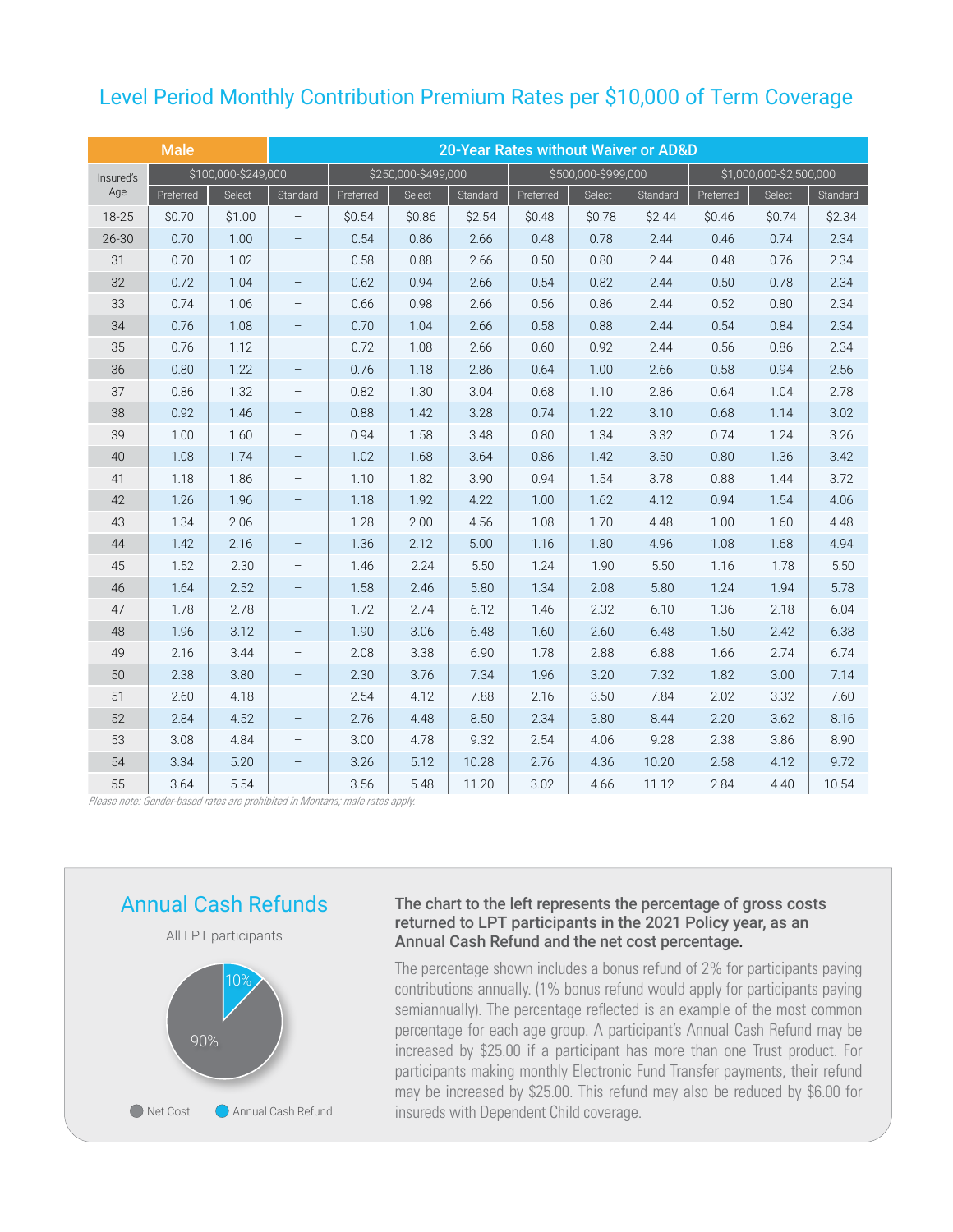## Level Period Monthly Contribution Premium Rates per $10,000 of Term Coverage

| Male | 20-Year Rates without Waiver or AD&D | | | | | | | | | | | |
|---|---|---|---|---|---|---|---|---|---|---|---|---|
| Insured's Age | $100,000-$249,000 | | | $250,000-$499,000 | | | $500,000-$999,000 | | | $1,000,000-$2,500,000 | | |
| | Preferred | Select | Standard | Preferred | Select | Standard | Preferred | Select | Standard | Preferred | Select | Standard |
| 18-25 | $0.70 | $1.00 | – | $0.54 | $0.86 | $2.54 | $0.48 | $0.78 | $2.44 | $0.46 | $0.74 | $2.34 |
| 26-30 | 0.70 | 1.00 | – | 0.54 | 0.86 | 2.66 | 0.48 | 0.78 | 2.44 | 0.46 | 0.74 | 2.34 |
| 31 | 0.70 | 1.02 | – | 0.58 | 0.88 | 2.66 | 0.50 | 0.80 | 2.44 | 0.48 | 0.76 | 2.34 |
| 32 | 0.72 | 1.04 | – | 0.62 | 0.94 | 2.66 | 0.54 | 0.82 | 2.44 | 0.50 | 0.78 | 2.34 |
| 33 | 0.74 | 1.06 | – | 0.66 | 0.98 | 2.66 | 0.56 | 0.86 | 2.44 | 0.52 | 0.80 | 2.34 |
| 34 | 0.76 | 1.08 | – | 0.70 | 1.04 | 2.66 | 0.58 | 0.88 | 2.44 | 0.54 | 0.84 | 2.34 |
| 35 | 0.76 | 1.12 | – | 0.72 | 1.08 | 2.66 | 0.60 | 0.92 | 2.44 | 0.56 | 0.86 | 2.34 |
| 36 | 0.80 | 1.22 | – | 0.76 | 1.18 | 2.86 | 0.64 | 1.00 | 2.66 | 0.58 | 0.94 | 2.56 |
| 37 | 0.86 | 1.32 | – | 0.82 | 1.30 | 3.04 | 0.68 | 1.10 | 2.86 | 0.64 | 1.04 | 2.78 |
| 38 | 0.92 | 1.46 | – | 0.88 | 1.42 | 3.28 | 0.74 | 1.22 | 3.10 | 0.68 | 1.14 | 3.02 |
| 39 | 1.00 | 1.60 | – | 0.94 | 1.58 | 3.48 | 0.80 | 1.34 | 3.32 | 0.74 | 1.24 | 3.26 |
| 40 | 1.08 | 1.74 | – | 1.02 | 1.68 | 3.64 | 0.86 | 1.42 | 3.50 | 0.80 | 1.36 | 3.42 |
| 41 | 1.18 | 1.86 | – | 1.10 | 1.82 | 3.90 | 0.94 | 1.54 | 3.78 | 0.88 | 1.44 | 3.72 |
| 42 | 1.26 | 1.96 | – | 1.18 | 1.92 | 4.22 | 1.00 | 1.62 | 4.12 | 0.94 | 1.54 | 4.06 |
| 43 | 1.34 | 2.06 | – | 1.28 | 2.00 | 4.56 | 1.08 | 1.70 | 4.48 | 1.00 | 1.60 | 4.48 |
| 44 | 1.42 | 2.16 | – | 1.36 | 2.12 | 5.00 | 1.16 | 1.80 | 4.96 | 1.08 | 1.68 | 4.94 |
| 45 | 1.52 | 2.30 | – | 1.46 | 2.24 | 5.50 | 1.24 | 1.90 | 5.50 | 1.16 | 1.78 | 5.50 |
| 46 | 1.64 | 2.52 | – | 1.58 | 2.46 | 5.80 | 1.34 | 2.08 | 5.80 | 1.24 | 1.94 | 5.78 |
| 47 | 1.78 | 2.78 | – | 1.72 | 2.74 | 6.12 | 1.46 | 2.32 | 6.10 | 1.36 | 2.18 | 6.04 |
| 48 | 1.96 | 3.12 | – | 1.90 | 3.06 | 6.48 | 1.60 | 2.60 | 6.48 | 1.50 | 2.42 | 6.38 |
| 49 | 2.16 | 3.44 | – | 2.08 | 3.38 | 6.90 | 1.78 | 2.88 | 6.88 | 1.66 | 2.74 | 6.74 |
| 50 | 2.38 | 3.80 | – | 2.30 | 3.76 | 7.34 | 1.96 | 3.20 | 7.32 | 1.82 | 3.00 | 7.14 |
| 51 | 2.60 | 4.18 | – | 2.54 | 4.12 | 7.88 | 2.16 | 3.50 | 7.84 | 2.02 | 3.32 | 7.60 |
| 52 | 2.84 | 4.52 | – | 2.76 | 4.48 | 8.50 | 2.34 | 3.80 | 8.44 | 2.20 | 3.62 | 8.16 |
| 53 | 3.08 | 4.84 | – | 3.00 | 4.78 | 9.32 | 2.54 | 4.06 | 9.28 | 2.38 | 3.86 | 8.90 |
| 54 | 3.34 | 5.20 | – | 3.26 | 5.12 | 10.28 | 2.76 | 4.36 | 10.20 | 2.58 | 4.12 | 9.72 |
| 55 | 3.64 | 5.54 | – | 3.56 | 5.48 | 11.20 | 3.02 | 4.66 | 11.12 | 2.84 | 4.40 | 10.54 |

*Please note: Gender-based rates are prohibited in Montana; male rates apply.*

## Annual Cash Refunds

All LPT participants

- Net Cost: 90%
- Annual Cash Refund: 10%

**The chart to the left represents the percentage of gross costs returned to LPT participants in the 2021 Policy year, as an Annual Cash Refund and the net cost percentage.**

The percentage shown includes a bonus refund of 2% for participants paying contributions annually. (1% bonus refund would apply for participants paying semiannually). The percentage reflected is an example of the most common percentage for each age group. A participant's Annual Cash Refund may be increased by $25.00 if a participant has more than one Trust product. For participants making monthly Electronic Fund Transfer payments, their refund may be increased by $25.00. This refund may also be reduced by $6.00 for insureds with Dependent Child coverage.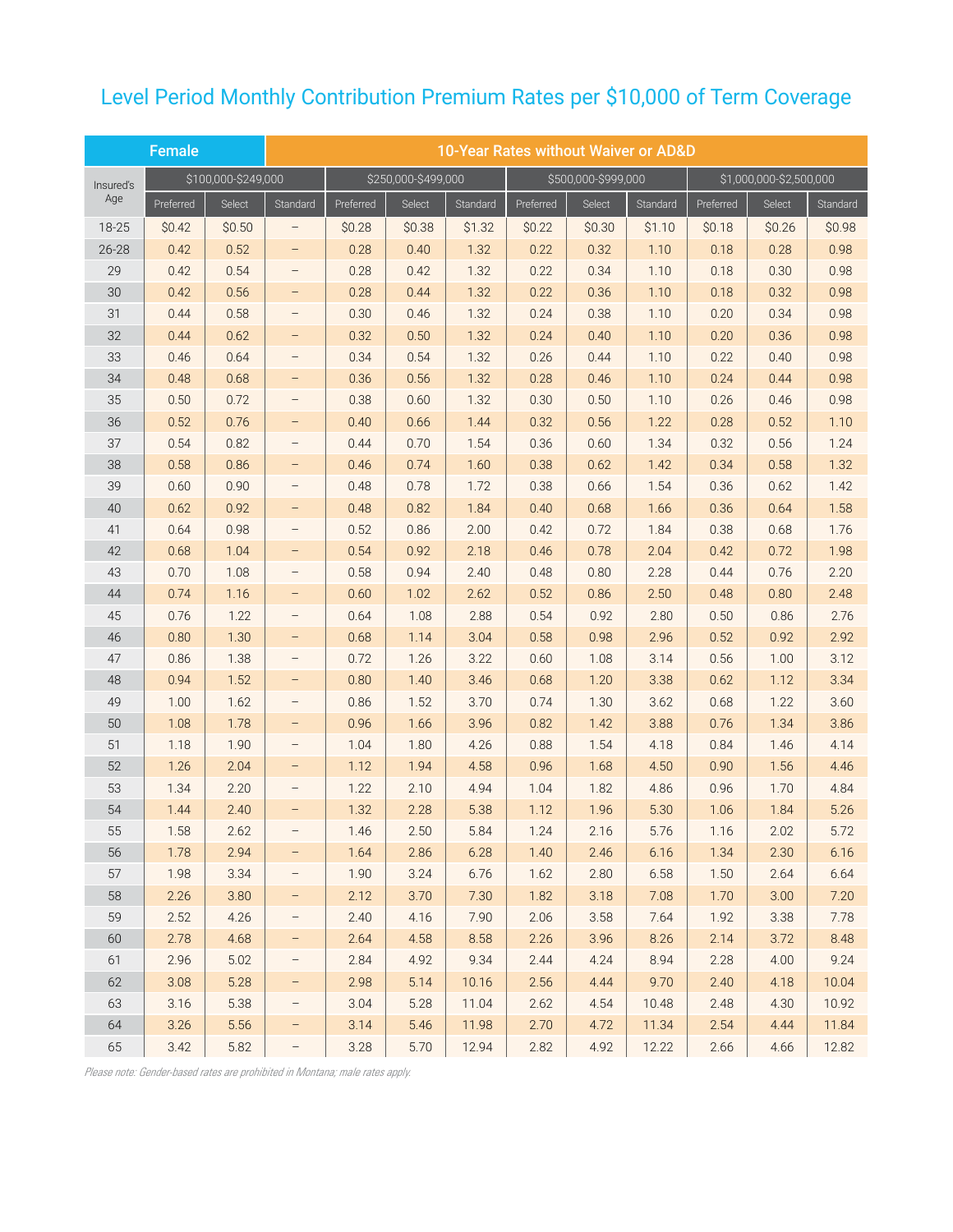# Level Period Monthly Contribution Premium Rates per $10,000 of Term Coverage

| Female | 10-Year Rates without Waiver or AD&D | | | | | | | | | | | |
|---|---|---|---|---|---|---|---|---|---|---|---|---|
| Insured's Age | $100,000-$249,000 | | | $250,000-$499,000 | | | $500,000-$999,000 | | | $1,000,000-$2,500,000 | | |
| | Preferred | Select | Standard | Preferred | Select | Standard | Preferred | Select | Standard | Preferred | Select | Standard |
| 18-25 | $0.42 | $0.50 | – | $0.28 | $0.38 | $1.32 | $0.22 | $0.30 | $1.10 | $0.18 | $0.26 | $0.98 |
| 26-28 | 0.42 | 0.52 | – | 0.28 | 0.40 | 1.32 | 0.22 | 0.32 | 1.10 | 0.18 | 0.28 | 0.98 |
| 29 | 0.42 | 0.54 | – | 0.28 | 0.42 | 1.32 | 0.22 | 0.34 | 1.10 | 0.18 | 0.30 | 0.98 |
| 30 | 0.42 | 0.56 | – | 0.28 | 0.44 | 1.32 | 0.22 | 0.36 | 1.10 | 0.18 | 0.32 | 0.98 |
| 31 | 0.44 | 0.58 | – | 0.30 | 0.46 | 1.32 | 0.24 | 0.38 | 1.10 | 0.20 | 0.34 | 0.98 |
| 32 | 0.44 | 0.62 | – | 0.32 | 0.50 | 1.32 | 0.24 | 0.40 | 1.10 | 0.20 | 0.36 | 0.98 |
| 33 | 0.46 | 0.64 | – | 0.34 | 0.54 | 1.32 | 0.26 | 0.44 | 1.10 | 0.22 | 0.40 | 0.98 |
| 34 | 0.48 | 0.68 | – | 0.36 | 0.56 | 1.32 | 0.28 | 0.46 | 1.10 | 0.24 | 0.44 | 0.98 |
| 35 | 0.50 | 0.72 | – | 0.38 | 0.60 | 1.32 | 0.30 | 0.50 | 1.10 | 0.26 | 0.46 | 0.98 |
| 36 | 0.52 | 0.76 | – | 0.40 | 0.66 | 1.44 | 0.32 | 0.56 | 1.22 | 0.28 | 0.52 | 1.10 |
| 37 | 0.54 | 0.82 | – | 0.44 | 0.70 | 1.54 | 0.36 | 0.60 | 1.34 | 0.32 | 0.56 | 1.24 |
| 38 | 0.58 | 0.86 | – | 0.46 | 0.74 | 1.60 | 0.38 | 0.62 | 1.42 | 0.34 | 0.58 | 1.32 |
| 39 | 0.60 | 0.90 | – | 0.48 | 0.78 | 1.72 | 0.38 | 0.66 | 1.54 | 0.36 | 0.62 | 1.42 |
| 40 | 0.62 | 0.92 | – | 0.48 | 0.82 | 1.84 | 0.40 | 0.68 | 1.66 | 0.36 | 0.64 | 1.58 |
| 41 | 0.64 | 0.98 | – | 0.52 | 0.86 | 2.00 | 0.42 | 0.72 | 1.84 | 0.38 | 0.68 | 1.76 |
| 42 | 0.68 | 1.04 | – | 0.54 | 0.92 | 2.18 | 0.46 | 0.78 | 2.04 | 0.42 | 0.72 | 1.98 |
| 43 | 0.70 | 1.08 | – | 0.58 | 0.94 | 2.40 | 0.48 | 0.80 | 2.28 | 0.44 | 0.76 | 2.20 |
| 44 | 0.74 | 1.16 | – | 0.60 | 1.02 | 2.62 | 0.52 | 0.86 | 2.50 | 0.48 | 0.80 | 2.48 |
| 45 | 0.76 | 1.22 | – | 0.64 | 1.08 | 2.88 | 0.54 | 0.92 | 2.80 | 0.50 | 0.86 | 2.76 |
| 46 | 0.80 | 1.30 | – | 0.68 | 1.14 | 3.04 | 0.58 | 0.98 | 2.96 | 0.52 | 0.92 | 2.92 |
| 47 | 0.86 | 1.38 | – | 0.72 | 1.26 | 3.22 | 0.60 | 1.08 | 3.14 | 0.56 | 1.00 | 3.12 |
| 48 | 0.94 | 1.52 | – | 0.80 | 1.40 | 3.46 | 0.68 | 1.20 | 3.38 | 0.62 | 1.12 | 3.34 |
| 49 | 1.00 | 1.62 | – | 0.86 | 1.52 | 3.70 | 0.74 | 1.30 | 3.62 | 0.68 | 1.22 | 3.60 |
| 50 | 1.08 | 1.78 | – | 0.96 | 1.66 | 3.96 | 0.82 | 1.42 | 3.88 | 0.76 | 1.34 | 3.86 |
| 51 | 1.18 | 1.90 | – | 1.04 | 1.80 | 4.26 | 0.88 | 1.54 | 4.18 | 0.84 | 1.46 | 4.14 |
| 52 | 1.26 | 2.04 | – | 1.12 | 1.94 | 4.58 | 0.96 | 1.68 | 4.50 | 0.90 | 1.56 | 4.46 |
| 53 | 1.34 | 2.20 | – | 1.22 | 2.10 | 4.94 | 1.04 | 1.82 | 4.86 | 0.96 | 1.70 | 4.84 |
| 54 | 1.44 | 2.40 | – | 1.32 | 2.28 | 5.38 | 1.12 | 1.96 | 5.30 | 1.06 | 1.84 | 5.26 |
| 55 | 1.58 | 2.62 | – | 1.46 | 2.50 | 5.84 | 1.24 | 2.16 | 5.76 | 1.16 | 2.02 | 5.72 |
| 56 | 1.78 | 2.94 | – | 1.64 | 2.86 | 6.28 | 1.40 | 2.46 | 6.16 | 1.34 | 2.30 | 6.16 |
| 57 | 1.98 | 3.34 | – | 1.90 | 3.24 | 6.76 | 1.62 | 2.80 | 6.58 | 1.50 | 2.64 | 6.64 |
| 58 | 2.26 | 3.80 | – | 2.12 | 3.70 | 7.30 | 1.82 | 3.18 | 7.08 | 1.70 | 3.00 | 7.20 |
| 59 | 2.52 | 4.26 | – | 2.40 | 4.16 | 7.90 | 2.06 | 3.58 | 7.64 | 1.92 | 3.38 | 7.78 |
| 60 | 2.78 | 4.68 | – | 2.64 | 4.58 | 8.58 | 2.26 | 3.96 | 8.26 | 2.14 | 3.72 | 8.48 |
| 61 | 2.96 | 5.02 | – | 2.84 | 4.92 | 9.34 | 2.44 | 4.24 | 8.94 | 2.28 | 4.00 | 9.24 |
| 62 | 3.08 | 5.28 | – | 2.98 | 5.14 | 10.16 | 2.56 | 4.44 | 9.70 | 2.40 | 4.18 | 10.04 |
| 63 | 3.16 | 5.38 | – | 3.04 | 5.28 | 11.04 | 2.62 | 4.54 | 10.48 | 2.48 | 4.30 | 10.92 |
| 64 | 3.26 | 5.56 | – | 3.14 | 5.46 | 11.98 | 2.70 | 4.72 | 11.34 | 2.54 | 4.44 | 11.84 |
| 65 | 3.42 | 5.82 | – | 3.28 | 5.70 | 12.94 | 2.82 | 4.92 | 12.22 | 2.66 | 4.66 | 12.82 |

*Please note: Gender-based rates are prohibited in Montana; male rates apply.*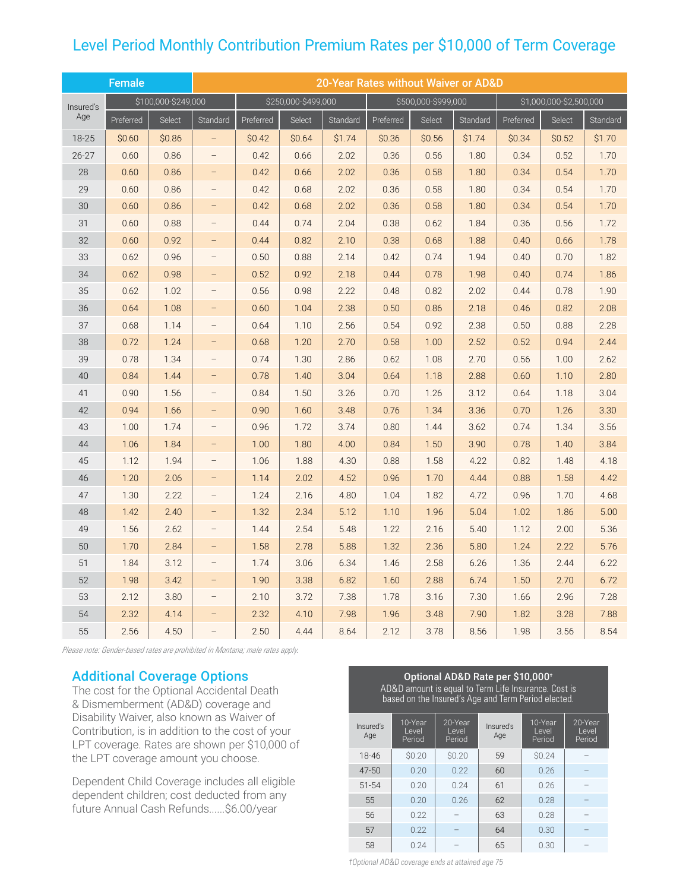# Level Period Monthly Contribution Premium Rates per $10,000 of Term Coverage

| Female | 20-Year Rates without Waiver or AD&D | | | | | | | | | | | |
|---|---|---|---|---|---|---|---|---|---|---|---|---|
| Insured's Age | $100,000-$249,000 | | | $250,000-$499,000 | | | $500,000-$999,000 | | | $1,000,000-$2,500,000 | | |
| | Preferred | Select | Standard | Preferred | Select | Standard | Preferred | Select | Standard | Preferred | Select | Standard |
| 18-25 | $0.60 | $0.86 | – | $0.42 | $0.64 | $1.74 | $0.36 | $0.56 | $1.74 | $0.34 | $0.52 | $1.70 |
| 26-27 | 0.60 | 0.86 | – | 0.42 | 0.66 | 2.02 | 0.36 | 0.56 | 1.80 | 0.34 | 0.52 | 1.70 |
| 28 | 0.60 | 0.86 | – | 0.42 | 0.66 | 2.02 | 0.36 | 0.58 | 1.80 | 0.34 | 0.54 | 1.70 |
| 29 | 0.60 | 0.86 | – | 0.42 | 0.68 | 2.02 | 0.36 | 0.58 | 1.80 | 0.34 | 0.54 | 1.70 |
| 30 | 0.60 | 0.86 | – | 0.42 | 0.68 | 2.02 | 0.36 | 0.58 | 1.80 | 0.34 | 0.54 | 1.70 |
| 31 | 0.60 | 0.88 | – | 0.44 | 0.74 | 2.04 | 0.38 | 0.62 | 1.84 | 0.36 | 0.56 | 1.72 |
| 32 | 0.60 | 0.92 | – | 0.44 | 0.82 | 2.10 | 0.38 | 0.68 | 1.88 | 0.40 | 0.66 | 1.78 |
| 33 | 0.62 | 0.96 | – | 0.50 | 0.88 | 2.14 | 0.42 | 0.74 | 1.94 | 0.40 | 0.70 | 1.82 |
| 34 | 0.62 | 0.98 | – | 0.52 | 0.92 | 2.18 | 0.44 | 0.78 | 1.98 | 0.40 | 0.74 | 1.86 |
| 35 | 0.62 | 1.02 | – | 0.56 | 0.98 | 2.22 | 0.48 | 0.82 | 2.02 | 0.44 | 0.78 | 1.90 |
| 36 | 0.64 | 1.08 | – | 0.60 | 1.04 | 2.38 | 0.50 | 0.86 | 2.18 | 0.46 | 0.82 | 2.08 |
| 37 | 0.68 | 1.14 | – | 0.64 | 1.10 | 2.56 | 0.54 | 0.92 | 2.38 | 0.50 | 0.88 | 2.28 |
| 38 | 0.72 | 1.24 | – | 0.68 | 1.20 | 2.70 | 0.58 | 1.00 | 2.52 | 0.52 | 0.94 | 2.44 |
| 39 | 0.78 | 1.34 | – | 0.74 | 1.30 | 2.86 | 0.62 | 1.08 | 2.70 | 0.56 | 1.00 | 2.62 |
| 40 | 0.84 | 1.44 | – | 0.78 | 1.40 | 3.04 | 0.64 | 1.18 | 2.88 | 0.60 | 1.10 | 2.80 |
| 41 | 0.90 | 1.56 | – | 0.84 | 1.50 | 3.26 | 0.70 | 1.26 | 3.12 | 0.64 | 1.18 | 3.04 |
| 42 | 0.94 | 1.66 | – | 0.90 | 1.60 | 3.48 | 0.76 | 1.34 | 3.36 | 0.70 | 1.26 | 3.30 |
| 43 | 1.00 | 1.74 | – | 0.96 | 1.72 | 3.74 | 0.80 | 1.44 | 3.62 | 0.74 | 1.34 | 3.56 |
| 44 | 1.06 | 1.84 | – | 1.00 | 1.80 | 4.00 | 0.84 | 1.50 | 3.90 | 0.78 | 1.40 | 3.84 |
| 45 | 1.12 | 1.94 | – | 1.06 | 1.88 | 4.30 | 0.88 | 1.58 | 4.22 | 0.82 | 1.48 | 4.18 |
| 46 | 1.20 | 2.06 | – | 1.14 | 2.02 | 4.52 | 0.96 | 1.70 | 4.44 | 0.88 | 1.58 | 4.42 |
| 47 | 1.30 | 2.22 | – | 1.24 | 2.16 | 4.80 | 1.04 | 1.82 | 4.72 | 0.96 | 1.70 | 4.68 |
| 48 | 1.42 | 2.40 | – | 1.32 | 2.34 | 5.12 | 1.10 | 1.96 | 5.04 | 1.02 | 1.86 | 5.00 |
| 49 | 1.56 | 2.62 | – | 1.44 | 2.54 | 5.48 | 1.22 | 2.16 | 5.40 | 1.12 | 2.00 | 5.36 |
| 50 | 1.70 | 2.84 | – | 1.58 | 2.78 | 5.88 | 1.32 | 2.36 | 5.80 | 1.24 | 2.22 | 5.76 |
| 51 | 1.84 | 3.12 | – | 1.74 | 3.06 | 6.34 | 1.46 | 2.58 | 6.26 | 1.36 | 2.44 | 6.22 |
| 52 | 1.98 | 3.42 | – | 1.90 | 3.38 | 6.82 | 1.60 | 2.88 | 6.74 | 1.50 | 2.70 | 6.72 |
| 53 | 2.12 | 3.80 | – | 2.10 | 3.72 | 7.38 | 1.78 | 3.16 | 7.30 | 1.66 | 2.96 | 7.28 |
| 54 | 2.32 | 4.14 | – | 2.32 | 4.10 | 7.98 | 1.96 | 3.48 | 7.90 | 1.82 | 3.28 | 7.88 |
| 55 | 2.56 | 4.50 | – | 2.50 | 4.44 | 8.64 | 2.12 | 3.78 | 8.56 | 1.98 | 3.56 | 8.54 |

*Please note: Gender-based rates are prohibited in Montana; male rates apply.*

## Additional Coverage Options

The cost for the Optional Accidental Death & Dismemberment (AD&D) coverage and Disability Waiver, also known as Waiver of Contribution, is in addition to the cost of your LPT coverage. Rates are shown per $10,000 of the LPT coverage amount you choose.

Dependent Child Coverage includes all eligible dependent children; cost deducted from any future Annual Cash Refunds......$6.00/year

**Optional AD&D Rate per $10,000†**
AD&D amount is equal to Term Life Insurance. Cost is based on the Insured's Age and Term Period elected.

| Insured's Age | 10-Year Level Period | 20-Year Level Period | Insured's Age | 10-Year Level Period | 20-Year Level Period |
|---|---|---|---|---|---|
| 18-46 | $0.20 | $0.20 | 59 | $0.24 | – |
| 47-50 | 0.20 | 0.22 | 60 | 0.26 | – |
| 51-54 | 0.20 | 0.24 | 61 | 0.26 | – |
| 55 | 0.20 | 0.26 | 62 | 0.28 | – |
| 56 | 0.22 | – | 63 | 0.28 | – |
| 57 | 0.22 | – | 64 | 0.30 | – |
| 58 | 0.24 | – | 65 | 0.30 | – |

*†Optional AD&D coverage ends at attained age 75*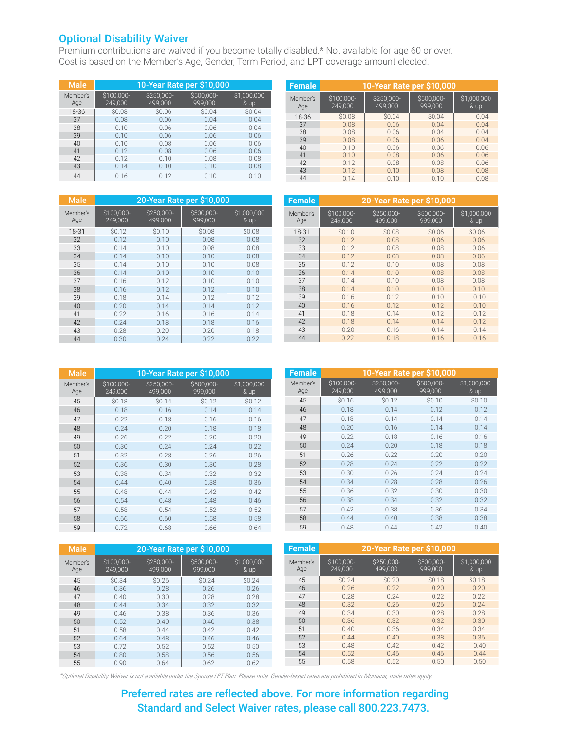## Optional Disability Waiver

Premium contributions are waived if you become totally disabled.* Not available for age 60 or over.
Cost is based on the Member's Age, Gender, Term Period, and LPT coverage amount elected.

| Male | 10-Year Rate per $10,000 | | | |
|---|---|---|---|---|
| Member's Age | $100,000-249,000 | $250,000-499,000 | $500,000-999,000 | $1,000,000 & up |
| 18-36 | $0.08 | $0.06 | $0.04 | $0.04 |
| 37 | 0.08 | 0.06 | 0.04 | 0.04 |
| 38 | 0.10 | 0.06 | 0.06 | 0.04 |
| 39 | 0.10 | 0.06 | 0.06 | 0.06 |
| 40 | 0.10 | 0.08 | 0.06 | 0.06 |
| 41 | 0.12 | 0.08 | 0.06 | 0.06 |
| 42 | 0.12 | 0.10 | 0.08 | 0.08 |
| 43 | 0.14 | 0.10 | 0.10 | 0.08 |
| 44 | 0.16 | 0.12 | 0.10 | 0.10 |

| Female | 10-Year Rate per $10,000 | | | |
|---|---|---|---|---|
| Member's Age | $100,000-249,000 | $250,000-499,000 | $500,000-999,000 | $1,000,000 & up |
| 18-36 | $0.08 | $0.04 | $0.04 | 0.04 |
| 37 | 0.08 | 0.06 | 0.04 | 0.04 |
| 38 | 0.08 | 0.06 | 0.04 | 0.04 |
| 39 | 0.08 | 0.06 | 0.06 | 0.04 |
| 40 | 0.10 | 0.06 | 0.06 | 0.06 |
| 41 | 0.10 | 0.08 | 0.06 | 0.06 |
| 42 | 0.12 | 0.08 | 0.08 | 0.06 |
| 43 | 0.12 | 0.10 | 0.08 | 0.08 |
| 44 | 0.14 | 0.10 | 0.10 | 0.08 |

| Male | 20-Year Rate per $10,000 | | | |
|---|---|---|---|---|
| Member's Age | $100,000-249,000 | $250,000-499,000 | $500,000-999,000 | $1,000,000 & up |
| 18-31 | $0.12 | $0.10 | $0.08 | $0.08 |
| 32 | 0.12 | 0.10 | 0.08 | 0.08 |
| 33 | 0.14 | 0.10 | 0.08 | 0.08 |
| 34 | 0.14 | 0.10 | 0.10 | 0.08 |
| 35 | 0.14 | 0.10 | 0.10 | 0.08 |
| 36 | 0.14 | 0.10 | 0.10 | 0.10 |
| 37 | 0.16 | 0.12 | 0.10 | 0.10 |
| 38 | 0.16 | 0.12 | 0.12 | 0.10 |
| 39 | 0.18 | 0.14 | 0.12 | 0.12 |
| 40 | 0.20 | 0.14 | 0.14 | 0.12 |
| 41 | 0.22 | 0.16 | 0.16 | 0.14 |
| 42 | 0.24 | 0.18 | 0.18 | 0.16 |
| 43 | 0.28 | 0.20 | 0.20 | 0.18 |
| 44 | 0.30 | 0.24 | 0.22 | 0.22 |

| Female | 20-Year Rate per $10,000 | | | |
|---|---|---|---|---|
| Member's Age | $100,000-249,000 | $250,000-499,000 | $500,000-999,000 | $1,000,000 & up |
| 18-31 | $0.10 | $0.08 | $0.06 | $0.06 |
| 32 | 0.12 | 0.08 | 0.06 | 0.06 |
| 33 | 0.12 | 0.10 | 0.08 | 0.06 |
| 34 | 0.12 | 0.08 | 0.08 | 0.06 |
| 35 | 0.12 | 0.10 | 0.08 | 0.08 |
| 36 | 0.14 | 0.10 | 0.08 | 0.08 |
| 37 | 0.14 | 0.10 | 0.08 | 0.08 |
| 38 | 0.14 | 0.10 | 0.10 | 0.10 |
| 39 | 0.16 | 0.12 | 0.10 | 0.10 |
| 40 | 0.16 | 0.12 | 0.12 | 0.10 |
| 41 | 0.18 | 0.14 | 0.12 | 0.12 |
| 42 | 0.18 | 0.14 | 0.14 | 0.12 |
| 43 | 0.20 | 0.16 | 0.14 | 0.14 |
| 44 | 0.22 | 0.18 | 0.16 | 0.16 |

| Male | 10-Year Rate per $10,000 | | | |
|---|---|---|---|---|
| Member's Age | $100,000-249,000 | $250,000-499,000 | $500,000-999,000 | $1,000,000 & up |
| 45 | $0.18 | $0.14 | $0.12 | $0.12 |
| 46 | 0.18 | 0.16 | 0.14 | 0.14 |
| 47 | 0.22 | 0.18 | 0.16 | 0.16 |
| 48 | 0.24 | 0.20 | 0.18 | 0.18 |
| 49 | 0.26 | 0.22 | 0.20 | 0.20 |
| 50 | 0.30 | 0.24 | 0.24 | 0.22 |
| 51 | 0.32 | 0.28 | 0.26 | 0.26 |
| 52 | 0.36 | 0.30 | 0.30 | 0.28 |
| 53 | 0.38 | 0.34 | 0.32 | 0.32 |
| 54 | 0.44 | 0.40 | 0.38 | 0.36 |
| 55 | 0.48 | 0.44 | 0.42 | 0.42 |
| 56 | 0.54 | 0.48 | 0.48 | 0.46 |
| 57 | 0.58 | 0.54 | 0.52 | 0.52 |
| 58 | 0.66 | 0.60 | 0.58 | 0.58 |
| 59 | 0.72 | 0.68 | 0.66 | 0.64 |

| Female | 10-Year Rate per $10,000 | | | |
|---|---|---|---|---|
| Member's Age | $100,000-249,000 | $250,000-499,000 | $500,000-999,000 | $1,000,000 & up |
| 45 | $0.16 | $0.12 | $0.10 | $0.10 |
| 46 | 0.18 | 0.14 | 0.12 | 0.12 |
| 47 | 0.18 | 0.14 | 0.14 | 0.14 |
| 48 | 0.20 | 0.16 | 0.14 | 0.14 |
| 49 | 0.22 | 0.18 | 0.16 | 0.16 |
| 50 | 0.24 | 0.20 | 0.18 | 0.18 |
| 51 | 0.26 | 0.22 | 0.20 | 0.20 |
| 52 | 0.28 | 0.24 | 0.22 | 0.22 |
| 53 | 0.30 | 0.26 | 0.24 | 0.24 |
| 54 | 0.34 | 0.28 | 0.28 | 0.26 |
| 55 | 0.36 | 0.32 | 0.30 | 0.30 |
| 56 | 0.38 | 0.34 | 0.32 | 0.32 |
| 57 | 0.42 | 0.38 | 0.36 | 0.34 |
| 58 | 0.44 | 0.40 | 0.38 | 0.38 |
| 59 | 0.48 | 0.44 | 0.42 | 0.40 |

| Male | 20-Year Rate per $10,000 | | | |
|---|---|---|---|---|
| Member's Age | $100,000-249,000 | $250,000-499,000 | $500,000-999,000 | $1,000,000 & up |
| 45 | $0.34 | $0.26 | $0.24 | $0.24 |
| 46 | 0.36 | 0.28 | 0.26 | 0.26 |
| 47 | 0.40 | 0.30 | 0.28 | 0.28 |
| 48 | 0.44 | 0.34 | 0.32 | 0.32 |
| 49 | 0.46 | 0.38 | 0.36 | 0.36 |
| 50 | 0.52 | 0.40 | 0.40 | 0.38 |
| 51 | 0.58 | 0.44 | 0.42 | 0.42 |
| 52 | 0.64 | 0.48 | 0.46 | 0.46 |
| 53 | 0.72 | 0.52 | 0.52 | 0.50 |
| 54 | 0.80 | 0.58 | 0.56 | 0.56 |
| 55 | 0.90 | 0.64 | 0.62 | 0.62 |

| Female | 20-Year Rate per $10,000 | | | |
|---|---|---|---|---|
| Member's Age | $100,000-249,000 | $250,000-499,000 | $500,000-999,000 | $1,000,000 & up |
| 45 | $0.24 | $0.20 | $0.18 | $0.18 |
| 46 | 0.26 | 0.22 | 0.20 | 0.20 |
| 47 | 0.28 | 0.24 | 0.22 | 0.22 |
| 48 | 0.32 | 0.26 | 0.26 | 0.24 |
| 49 | 0.34 | 0.30 | 0.28 | 0.28 |
| 50 | 0.36 | 0.32 | 0.32 | 0.30 |
| 51 | 0.40 | 0.36 | 0.34 | 0.34 |
| 52 | 0.44 | 0.40 | 0.38 | 0.36 |
| 53 | 0.48 | 0.42 | 0.42 | 0.40 |
| 54 | 0.52 | 0.46 | 0.46 | 0.44 |
| 55 | 0.58 | 0.52 | 0.50 | 0.50 |

*Optional Disability Waiver is not available under the Spouse LPT Plan. Please note: Gender-based rates are prohibited in Montana; male rates apply.*

**Preferred rates are reflected above. For more information regarding Standard and Select Waiver rates, please call 800.223.7473.**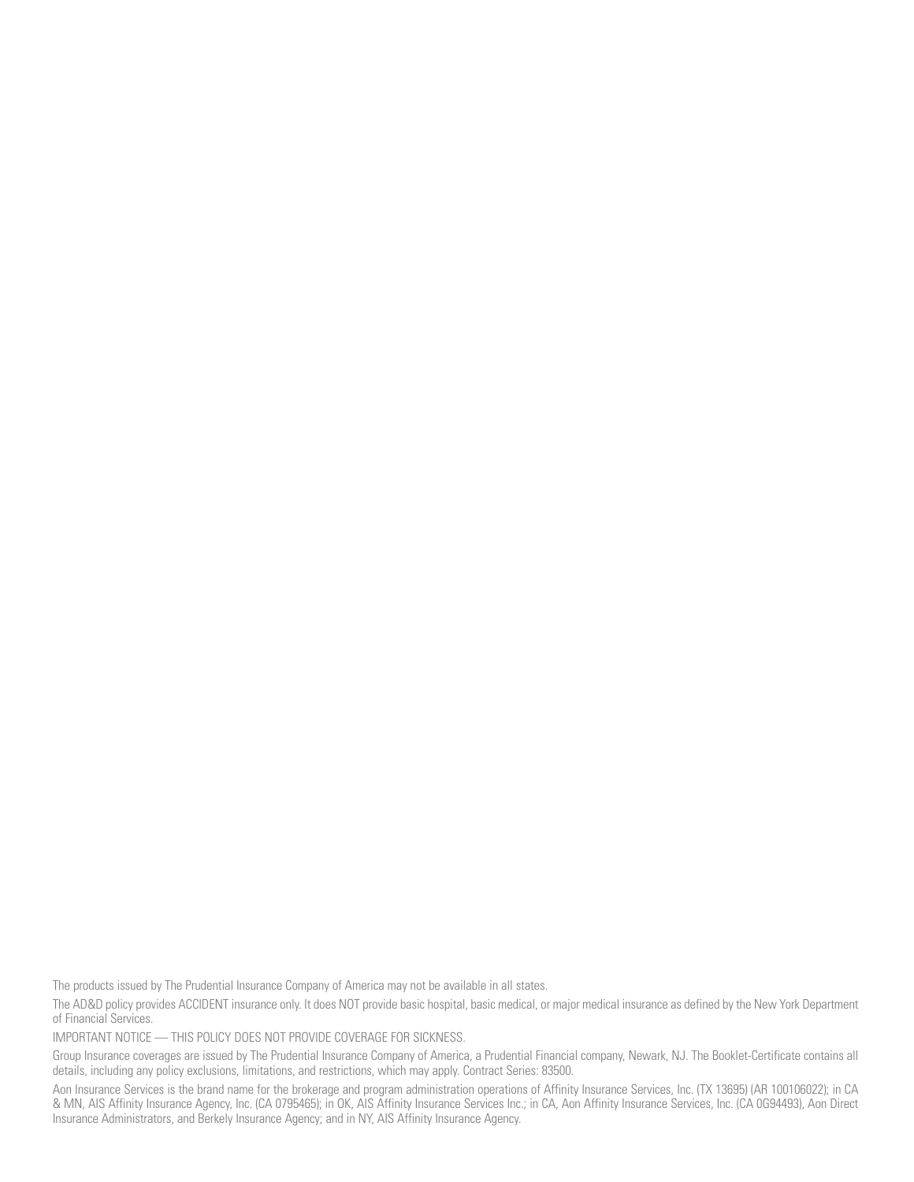The products issued by The Prudential Insurance Company of America may not be available in all states.

The AD&D policy provides ACCIDENT insurance only. It does NOT provide basic hospital, basic medical, or major medical insurance as defined by the New York Department of Financial Services.

IMPORTANT NOTICE — THIS POLICY DOES NOT PROVIDE COVERAGE FOR SICKNESS.

Group Insurance coverages are issued by The Prudential Insurance Company of America, a Prudential Financial company, Newark, NJ. The Booklet-Certificate contains all details, including any policy exclusions, limitations, and restrictions, which may apply. Contract Series: 83500.

Aon Insurance Services is the brand name for the brokerage and program administration operations of Affinity Insurance Services, Inc. (TX 13695) (AR 100106022); in CA & MN, AIS Affinity Insurance Agency, Inc. (CA 0795465); in OK, AIS Affinity Insurance Services Inc.; in CA, Aon Affinity Insurance Services, Inc. (CA 0G94493), Aon Direct Insurance Administrators, and Berkely Insurance Agency; and in NY, AIS Affinity Insurance Agency.